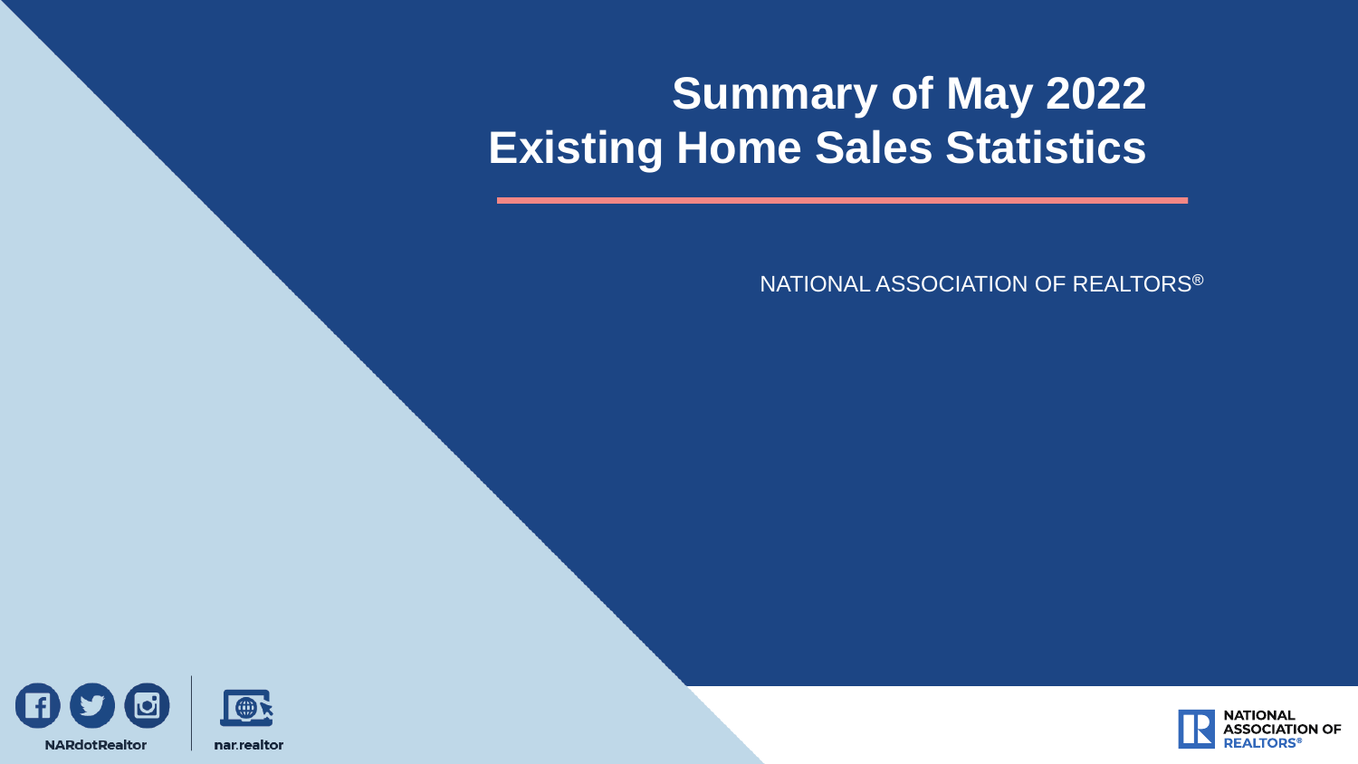# Summary of May 2022 Existing Home Sales Statistics

NATIONAL ASSOCIATION OF REALTORS®

NARdotRealtor

nar.realtor

NATIONAL ASSOCIATION OF REALTORS®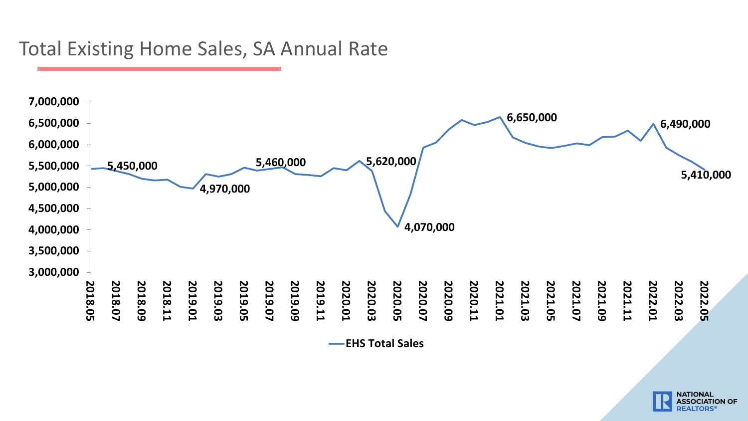# Total Existing Home Sales, SA Annual Rate

EHS Total Sales

| Label | Value |
|---|---|
| 2018.06 | 5,450,000 |
| 2019.01 | 4,970,000 |
| 2019.08 | 5,460,000 |
| 2020.02 | 5,620,000 |
| 2020.05 | 4,070,000 |
| 2021.01 | 6,650,000 |
| 2022.01 | 6,490,000 |
| 2022.05 | 5,410,000 |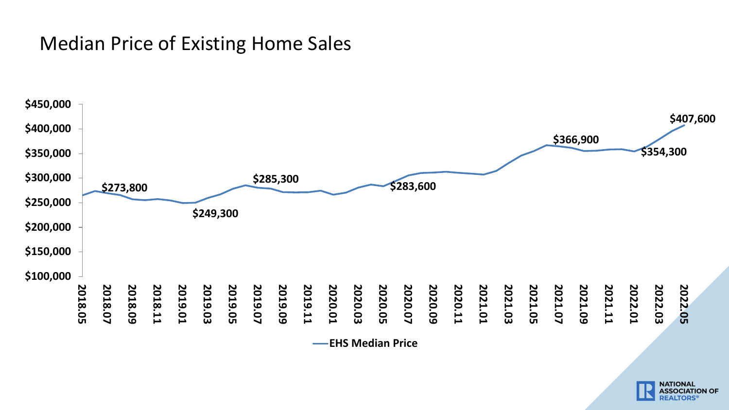# Median Price of Existing Home Sales

$450,000
$400,000
$350,000
$300,000
$250,000
$200,000
$150,000
$100,000

$273,800
$249,300
$285,300
$283,600
$366,900
$354,300
$407,600

2018.05 2018.07 2018.09 2018.11 2019.01 2019.03 2019.05 2019.07 2019.09 2019.11 2020.01 2020.03 2020.05 2020.07 2020.09 2020.11 2021.01 2021.03 2021.05 2021.07 2021.09 2021.11 2022.01 2022.03 2022.05

**EHS Median Price**

NATIONAL ASSOCIATION OF REALTORS®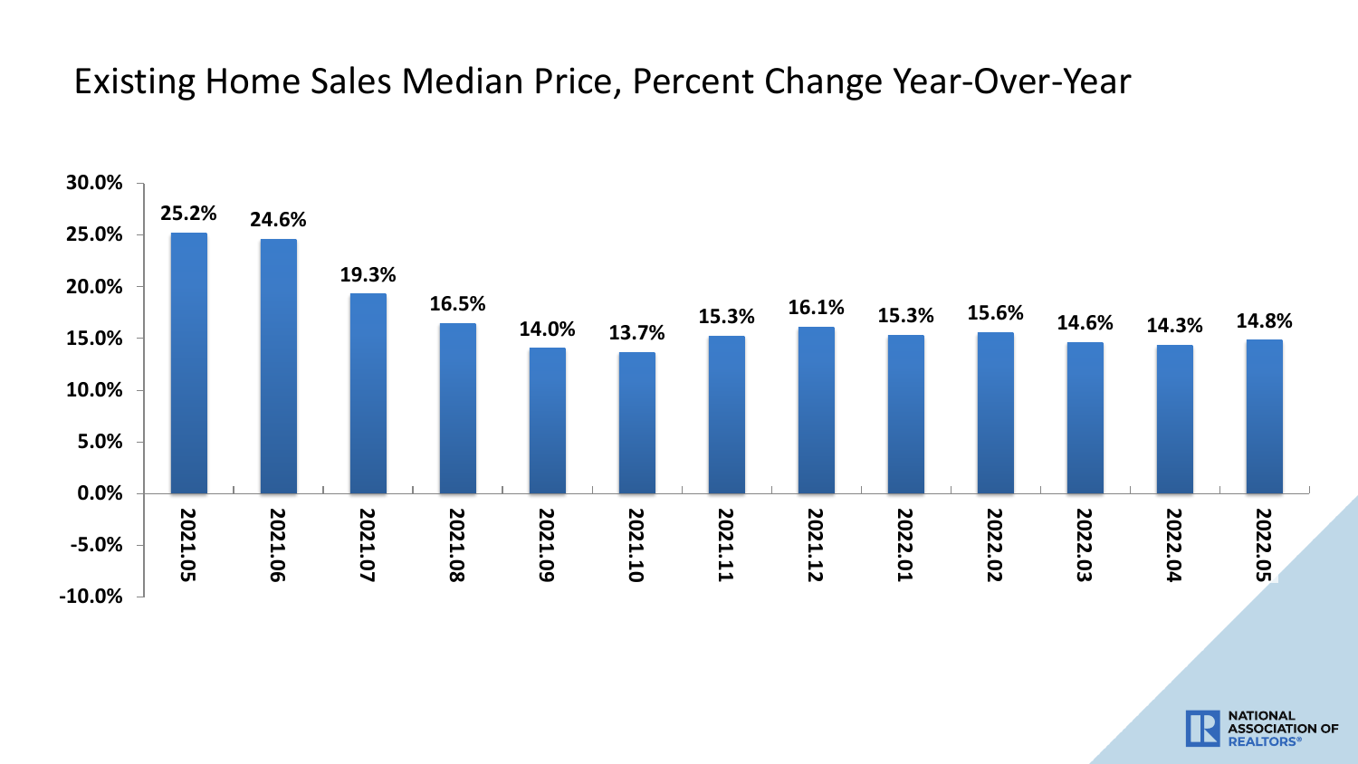# Existing Home Sales Median Price, Percent Change Year-Over-Year

| Month | Percent Change |
|---|---|
| 2021.05 | 25.2% |
| 2021.06 | 24.6% |
| 2021.07 | 19.3% |
| 2021.08 | 16.5% |
| 2021.09 | 14.0% |
| 2021.10 | 13.7% |
| 2021.11 | 15.3% |
| 2021.12 | 16.1% |
| 2022.01 | 15.3% |
| 2022.02 | 15.6% |
| 2022.03 | 14.6% |
| 2022.04 | 14.3% |
| 2022.05 | 14.8% |

NATIONAL ASSOCIATION OF REALTORS®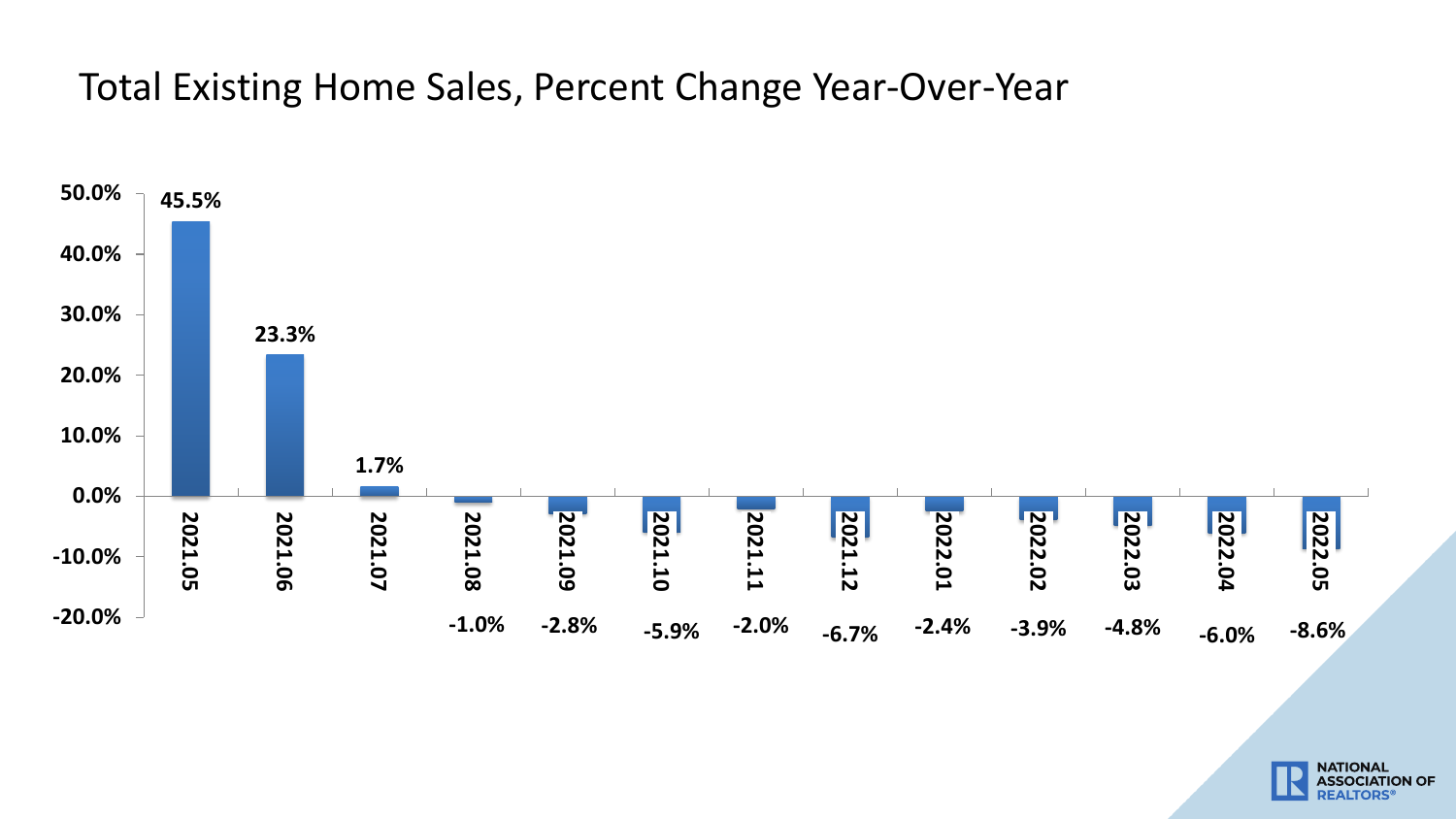# Total Existing Home Sales, Percent Change Year-Over-Year

| Month | Percent Change |
| --- | --- |
| 2021.05 | 45.5% |
| 2021.06 | 23.3% |
| 2021.07 | 1.7% |
| 2021.08 | -1.0% |
| 2021.09 | -2.8% |
| 2021.10 | -5.9% |
| 2021.11 | -2.0% |
| 2021.12 | -6.7% |
| 2022.01 | -2.4% |
| 2022.02 | -3.9% |
| 2022.03 | -4.8% |
| 2022.04 | -6.0% |
| 2022.05 | -8.6% |

NATIONAL ASSOCIATION OF REALTORS®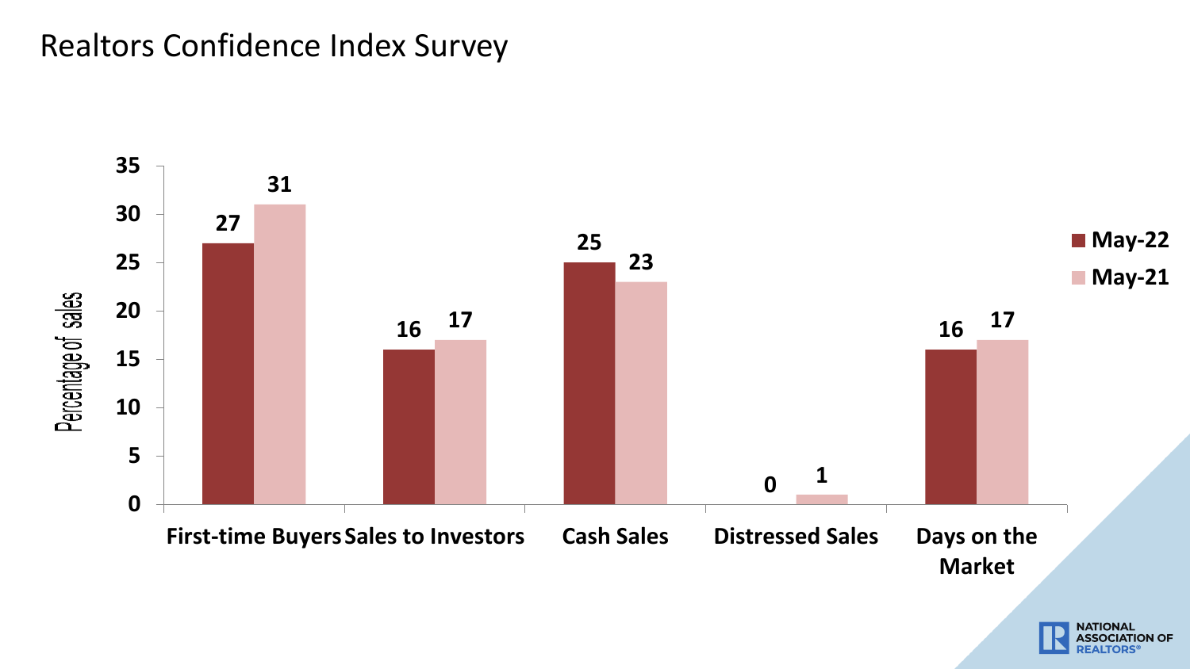# Realtors Confidence Index Survey

| | May-22 | May-21 |
|---|---|---|
| First-time Buyers | 27 | 31 |
| Sales to Investors | 16 | 17 |
| Cash Sales | 25 | 23 |
| Distressed Sales | 0 | 1 |
| Days on the Market | 16 | 17 |

Percentage of sales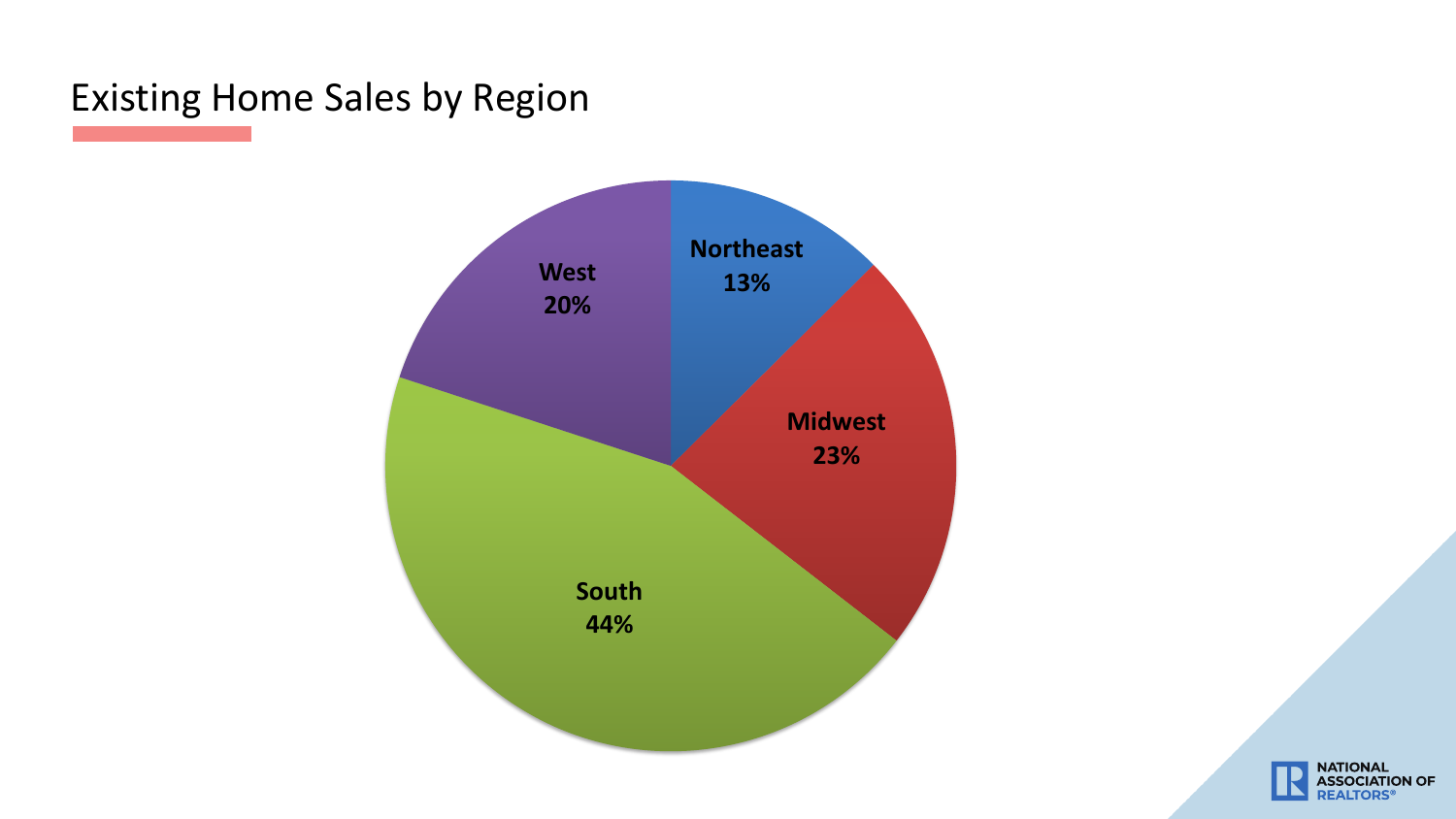# Existing Home Sales by Region

| Region | Share |
| --- | --- |
| Northeast | 13% |
| Midwest | 23% |
| South | 44% |
| West | 20% |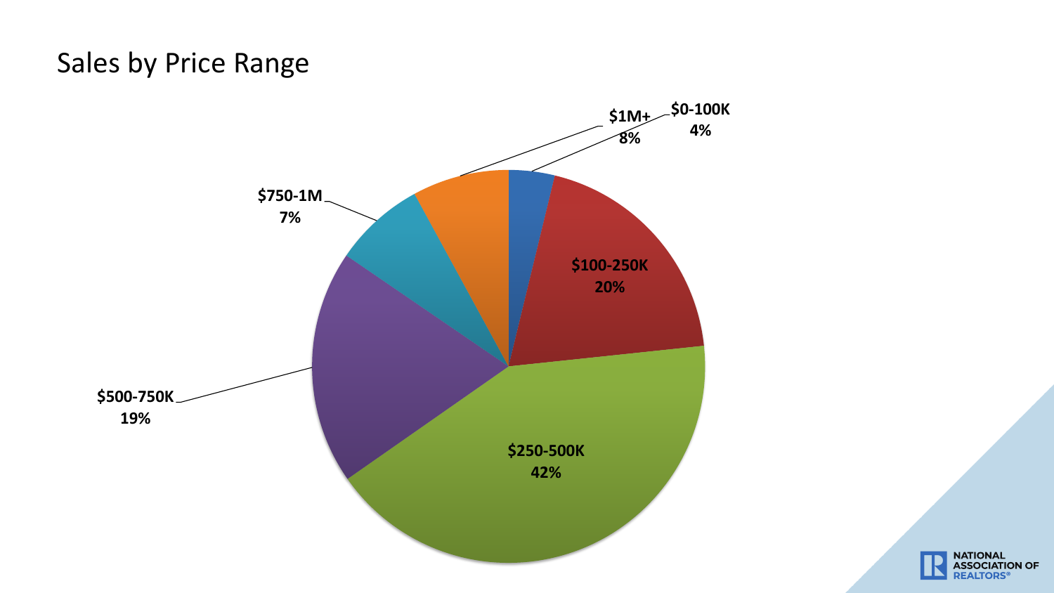# Sales by Price Range

| Price Range | Share |
|---|---|
| $0-100K | 4% |
| $100-250K | 20% |
| $250-500K | 42% |
| $500-750K | 19% |
| $750-1M | 7% |
| $1M+ | 8% |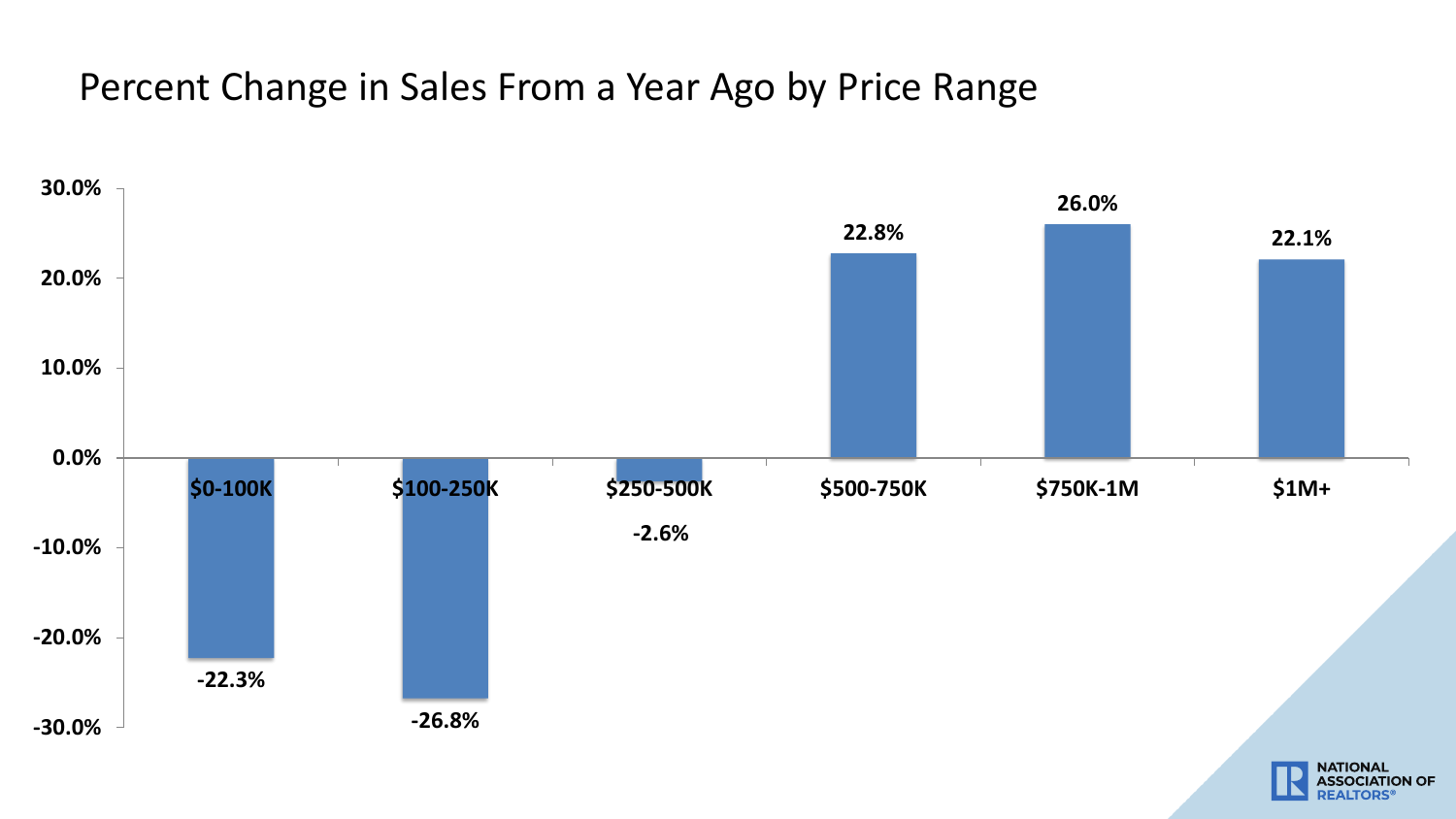# Percent Change in Sales From a Year Ago by Price Range

30.0%
20.0%
10.0%
0.0%
-10.0%
-20.0%
-30.0%

$0-100K
-22.3%

$100-250K
-26.8%

$250-500K
-2.6%

$500-750K
22.8%

$750K-1M
26.0%

$1M+
22.1%

NATIONAL ASSOCIATION OF REALTORS®